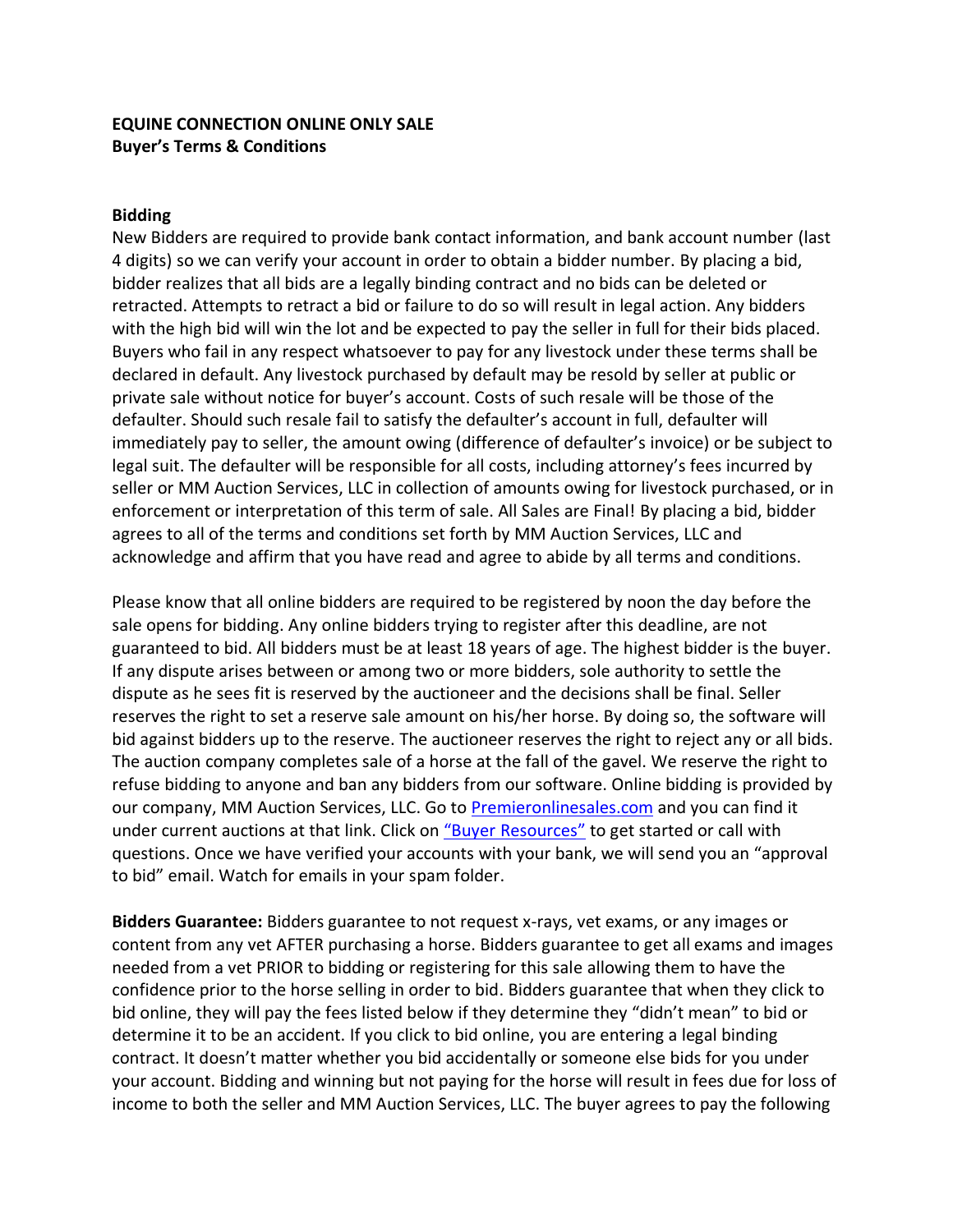**EQUINE CONNECTION ONLINE ONLY SALE**
**Buyer's Terms & Conditions**

**Bidding**

New Bidders are required to provide bank contact information, and bank account number (last 4 digits) so we can verify your account in order to obtain a bidder number. By placing a bid, bidder realizes that all bids are a legally binding contract and no bids can be deleted or retracted. Attempts to retract a bid or failure to do so will result in legal action. Any bidders with the high bid will win the lot and be expected to pay the seller in full for their bids placed. Buyers who fail in any respect whatsoever to pay for any livestock under these terms shall be declared in default. Any livestock purchased by default may be resold by seller at public or private sale without notice for buyer's account. Costs of such resale will be those of the defaulter. Should such resale fail to satisfy the defaulter's account in full, defaulter will immediately pay to seller, the amount owing (difference of defaulter's invoice) or be subject to legal suit. The defaulter will be responsible for all costs, including attorney's fees incurred by seller or MM Auction Services, LLC in collection of amounts owing for livestock purchased, or in enforcement or interpretation of this term of sale. All Sales are Final! By placing a bid, bidder agrees to all of the terms and conditions set forth by MM Auction Services, LLC and acknowledge and affirm that you have read and agree to abide by all terms and conditions.

Please know that all online bidders are required to be registered by noon the day before the sale opens for bidding. Any online bidders trying to register after this deadline, are not guaranteed to bid. All bidders must be at least 18 years of age. The highest bidder is the buyer. If any dispute arises between or among two or more bidders, sole authority to settle the dispute as he sees fit is reserved by the auctioneer and the decisions shall be final. Seller reserves the right to set a reserve sale amount on his/her horse. By doing so, the software will bid against bidders up to the reserve. The auctioneer reserves the right to reject any or all bids. The auction company completes sale of a horse at the fall of the gavel. We reserve the right to refuse bidding to anyone and ban any bidders from our software. Online bidding is provided by our company, MM Auction Services, LLC. Go to Premieronlinesales.com and you can find it under current auctions at that link. Click on "Buyer Resources" to get started or call with questions. Once we have verified your accounts with your bank, we will send you an "approval to bid" email. Watch for emails in your spam folder.

**Bidders Guarantee:** Bidders guarantee to not request x-rays, vet exams, or any images or content from any vet AFTER purchasing a horse. Bidders guarantee to get all exams and images needed from a vet PRIOR to bidding or registering for this sale allowing them to have the confidence prior to the horse selling in order to bid. Bidders guarantee that when they click to bid online, they will pay the fees listed below if they determine they "didn't mean" to bid or determine it to be an accident. If you click to bid online, you are entering a legal binding contract. It doesn't matter whether you bid accidentally or someone else bids for you under your account. Bidding and winning but not paying for the horse will result in fees due for loss of income to both the seller and MM Auction Services, LLC. The buyer agrees to pay the following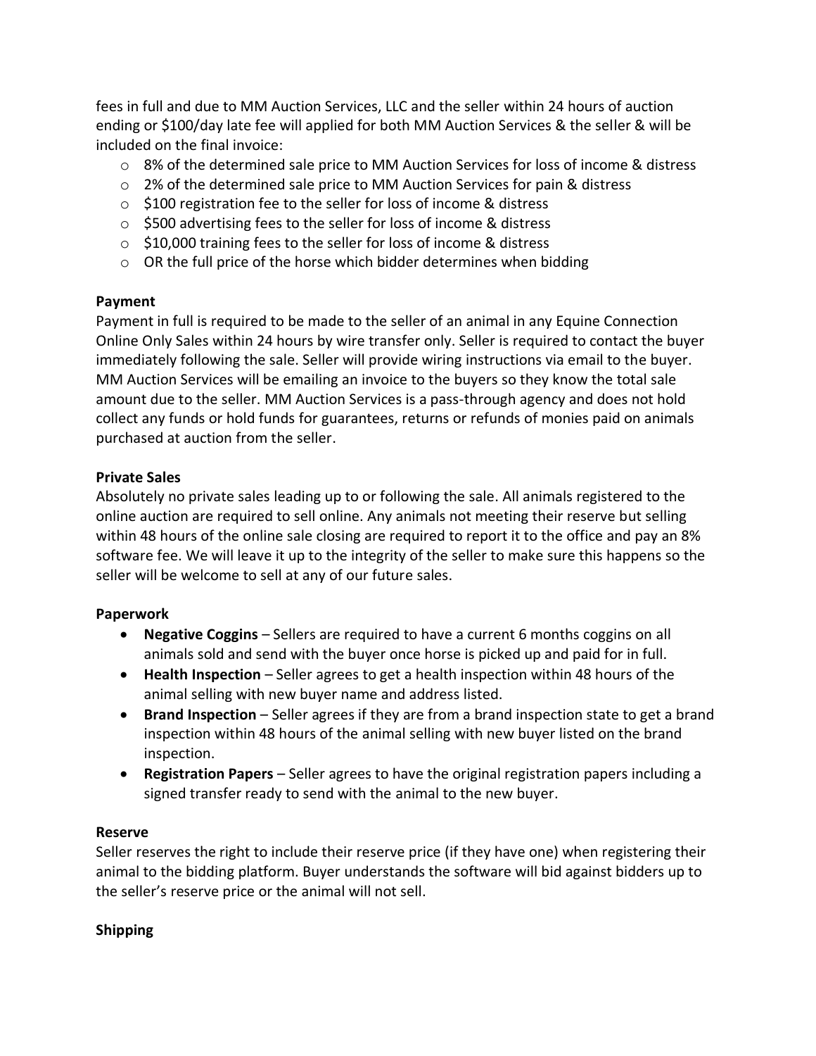fees in full and due to MM Auction Services, LLC and the seller within 24 hours of auction ending or $100/day late fee will applied for both MM Auction Services & the seller & will be included on the final invoice:

- 8% of the determined sale price to MM Auction Services for loss of income & distress
- 2% of the determined sale price to MM Auction Services for pain & distress
- $100 registration fee to the seller for loss of income & distress
- $500 advertising fees to the seller for loss of income & distress
- $10,000 training fees to the seller for loss of income & distress
- OR the full price of the horse which bidder determines when bidding

**Payment**

Payment in full is required to be made to the seller of an animal in any Equine Connection Online Only Sales within 24 hours by wire transfer only. Seller is required to contact the buyer immediately following the sale. Seller will provide wiring instructions via email to the buyer. MM Auction Services will be emailing an invoice to the buyers so they know the total sale amount due to the seller. MM Auction Services is a pass-through agency and does not hold collect any funds or hold funds for guarantees, returns or refunds of monies paid on animals purchased at auction from the seller.

**Private Sales**

Absolutely no private sales leading up to or following the sale. All animals registered to the online auction are required to sell online. Any animals not meeting their reserve but selling within 48 hours of the online sale closing are required to report it to the office and pay an 8% software fee. We will leave it up to the integrity of the seller to make sure this happens so the seller will be welcome to sell at any of our future sales.

**Paperwork**

- **Negative Coggins** – Sellers are required to have a current 6 months coggins on all animals sold and send with the buyer once horse is picked up and paid for in full.
- **Health Inspection** – Seller agrees to get a health inspection within 48 hours of the animal selling with new buyer name and address listed.
- **Brand Inspection** – Seller agrees if they are from a brand inspection state to get a brand inspection within 48 hours of the animal selling with new buyer listed on the brand inspection.
- **Registration Papers** – Seller agrees to have the original registration papers including a signed transfer ready to send with the animal to the new buyer.

**Reserve**

Seller reserves the right to include their reserve price (if they have one) when registering their animal to the bidding platform. Buyer understands the software will bid against bidders up to the seller's reserve price or the animal will not sell.

**Shipping**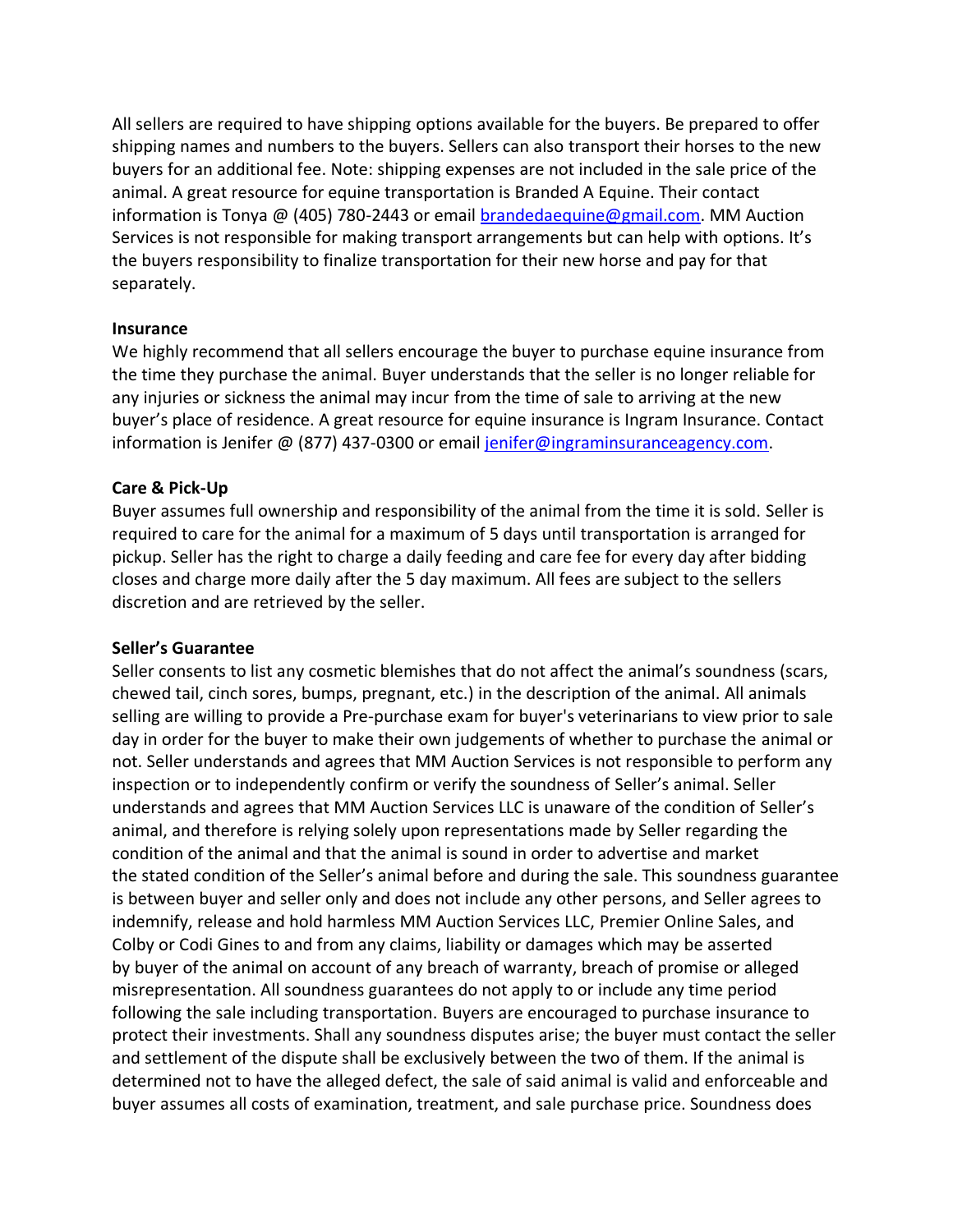All sellers are required to have shipping options available for the buyers. Be prepared to offer shipping names and numbers to the buyers. Sellers can also transport their horses to the new buyers for an additional fee. Note: shipping expenses are not included in the sale price of the animal. A great resource for equine transportation is Branded A Equine. Their contact information is Tonya @ (405) 780-2443 or email brandedaequine@gmail.com. MM Auction Services is not responsible for making transport arrangements but can help with options. It's the buyers responsibility to finalize transportation for their new horse and pay for that separately.

**Insurance**

We highly recommend that all sellers encourage the buyer to purchase equine insurance from the time they purchase the animal. Buyer understands that the seller is no longer reliable for any injuries or sickness the animal may incur from the time of sale to arriving at the new buyer's place of residence. A great resource for equine insurance is Ingram Insurance. Contact information is Jenifer @ (877) 437-0300 or email jenifer@ingraminsuranceagency.com.

**Care & Pick-Up**

Buyer assumes full ownership and responsibility of the animal from the time it is sold. Seller is required to care for the animal for a maximum of 5 days until transportation is arranged for pickup. Seller has the right to charge a daily feeding and care fee for every day after bidding closes and charge more daily after the 5 day maximum. All fees are subject to the sellers discretion and are retrieved by the seller.

**Seller's Guarantee**

Seller consents to list any cosmetic blemishes that do not affect the animal's soundness (scars, chewed tail, cinch sores, bumps, pregnant, etc.) in the description of the animal. All animals selling are willing to provide a Pre-purchase exam for buyer's veterinarians to view prior to sale day in order for the buyer to make their own judgements of whether to purchase the animal or not. Seller understands and agrees that MM Auction Services is not responsible to perform any inspection or to independently confirm or verify the soundness of Seller's animal. Seller understands and agrees that MM Auction Services LLC is unaware of the condition of Seller's animal, and therefore is relying solely upon representations made by Seller regarding the condition of the animal and that the animal is sound in order to advertise and market the stated condition of the Seller's animal before and during the sale. This soundness guarantee is between buyer and seller only and does not include any other persons, and Seller agrees to indemnify, release and hold harmless MM Auction Services LLC, Premier Online Sales, and Colby or Codi Gines to and from any claims, liability or damages which may be asserted by buyer of the animal on account of any breach of warranty, breach of promise or alleged misrepresentation. All soundness guarantees do not apply to or include any time period following the sale including transportation. Buyers are encouraged to purchase insurance to protect their investments. Shall any soundness disputes arise; the buyer must contact the seller and settlement of the dispute shall be exclusively between the two of them. If the animal is determined not to have the alleged defect, the sale of said animal is valid and enforceable and buyer assumes all costs of examination, treatment, and sale purchase price. Soundness does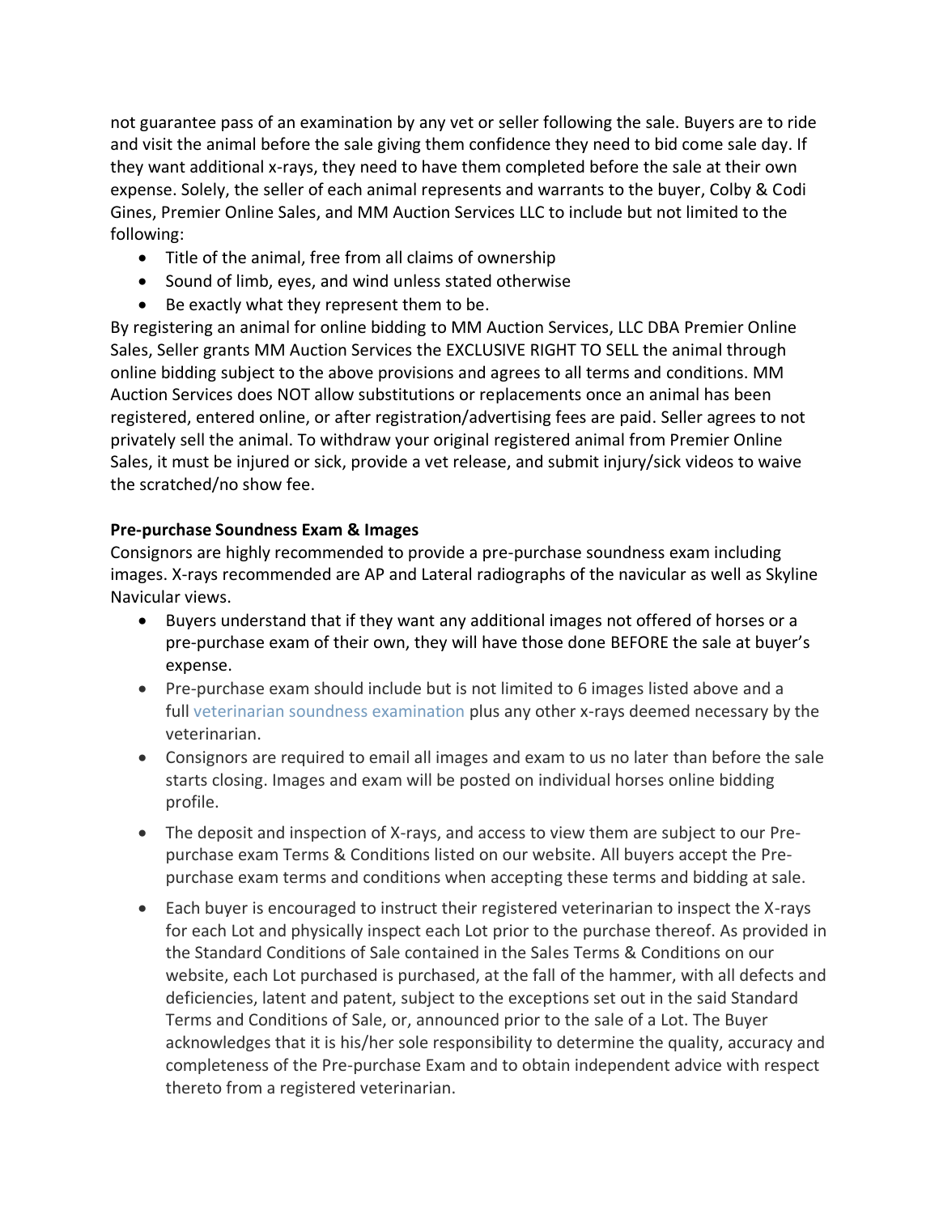not guarantee pass of an examination by any vet or seller following the sale. Buyers are to ride and visit the animal before the sale giving them confidence they need to bid come sale day. If they want additional x-rays, they need to have them completed before the sale at their own expense. Solely, the seller of each animal represents and warrants to the buyer, Colby & Codi Gines, Premier Online Sales, and MM Auction Services LLC to include but not limited to the following:

- Title of the animal, free from all claims of ownership
- Sound of limb, eyes, and wind unless stated otherwise
- Be exactly what they represent them to be.

By registering an animal for online bidding to MM Auction Services, LLC DBA Premier Online Sales, Seller grants MM Auction Services the EXCLUSIVE RIGHT TO SELL the animal through online bidding subject to the above provisions and agrees to all terms and conditions. MM Auction Services does NOT allow substitutions or replacements once an animal has been registered, entered online, or after registration/advertising fees are paid. Seller agrees to not privately sell the animal. To withdraw your original registered animal from Premier Online Sales, it must be injured or sick, provide a vet release, and submit injury/sick videos to waive the scratched/no show fee.

**Pre-purchase Soundness Exam & Images**

Consignors are highly recommended to provide a pre-purchase soundness exam including images. X-rays recommended are AP and Lateral radiographs of the navicular as well as Skyline Navicular views.

- Buyers understand that if they want any additional images not offered of horses or a pre-purchase exam of their own, they will have those done BEFORE the sale at buyer's expense.
- Pre-purchase exam should include but is not limited to 6 images listed above and a full veterinarian soundness examination plus any other x-rays deemed necessary by the veterinarian.
- Consignors are required to email all images and exam to us no later than before the sale starts closing. Images and exam will be posted on individual horses online bidding profile.
- The deposit and inspection of X-rays, and access to view them are subject to our Pre-purchase exam Terms & Conditions listed on our website. All buyers accept the Pre-purchase exam terms and conditions when accepting these terms and bidding at sale.
- Each buyer is encouraged to instruct their registered veterinarian to inspect the X-rays for each Lot and physically inspect each Lot prior to the purchase thereof. As provided in the Standard Conditions of Sale contained in the Sales Terms & Conditions on our website, each Lot purchased is purchased, at the fall of the hammer, with all defects and deficiencies, latent and patent, subject to the exceptions set out in the said Standard Terms and Conditions of Sale, or, announced prior to the sale of a Lot. The Buyer acknowledges that it is his/her sole responsibility to determine the quality, accuracy and completeness of the Pre-purchase Exam and to obtain independent advice with respect thereto from a registered veterinarian.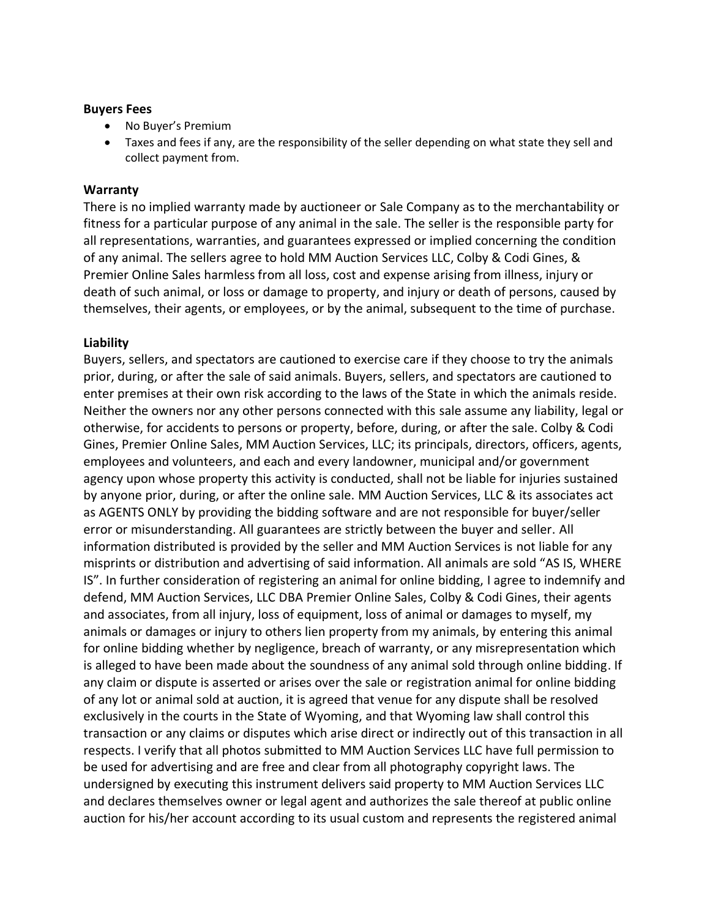**Buyers Fees**

- No Buyer's Premium
- Taxes and fees if any, are the responsibility of the seller depending on what state they sell and collect payment from.

**Warranty**

There is no implied warranty made by auctioneer or Sale Company as to the merchantability or fitness for a particular purpose of any animal in the sale. The seller is the responsible party for all representations, warranties, and guarantees expressed or implied concerning the condition of any animal. The sellers agree to hold MM Auction Services LLC, Colby & Codi Gines, & Premier Online Sales harmless from all loss, cost and expense arising from illness, injury or death of such animal, or loss or damage to property, and injury or death of persons, caused by themselves, their agents, or employees, or by the animal, subsequent to the time of purchase.

**Liability**

Buyers, sellers, and spectators are cautioned to exercise care if they choose to try the animals prior, during, or after the sale of said animals. Buyers, sellers, and spectators are cautioned to enter premises at their own risk according to the laws of the State in which the animals reside. Neither the owners nor any other persons connected with this sale assume any liability, legal or otherwise, for accidents to persons or property, before, during, or after the sale. Colby & Codi Gines, Premier Online Sales, MM Auction Services, LLC; its principals, directors, officers, agents, employees and volunteers, and each and every landowner, municipal and/or government agency upon whose property this activity is conducted, shall not be liable for injuries sustained by anyone prior, during, or after the online sale. MM Auction Services, LLC & its associates act as AGENTS ONLY by providing the bidding software and are not responsible for buyer/seller error or misunderstanding. All guarantees are strictly between the buyer and seller. All information distributed is provided by the seller and MM Auction Services is not liable for any misprints or distribution and advertising of said information. All animals are sold "AS IS, WHERE IS". In further consideration of registering an animal for online bidding, I agree to indemnify and defend, MM Auction Services, LLC DBA Premier Online Sales, Colby & Codi Gines, their agents and associates, from all injury, loss of equipment, loss of animal or damages to myself, my animals or damages or injury to others lien property from my animals, by entering this animal for online bidding whether by negligence, breach of warranty, or any misrepresentation which is alleged to have been made about the soundness of any animal sold through online bidding. If any claim or dispute is asserted or arises over the sale or registration animal for online bidding of any lot or animal sold at auction, it is agreed that venue for any dispute shall be resolved exclusively in the courts in the State of Wyoming, and that Wyoming law shall control this transaction or any claims or disputes which arise direct or indirectly out of this transaction in all respects. I verify that all photos submitted to MM Auction Services LLC have full permission to be used for advertising and are free and clear from all photography copyright laws. The undersigned by executing this instrument delivers said property to MM Auction Services LLC and declares themselves owner or legal agent and authorizes the sale thereof at public online auction for his/her account according to its usual custom and represents the registered animal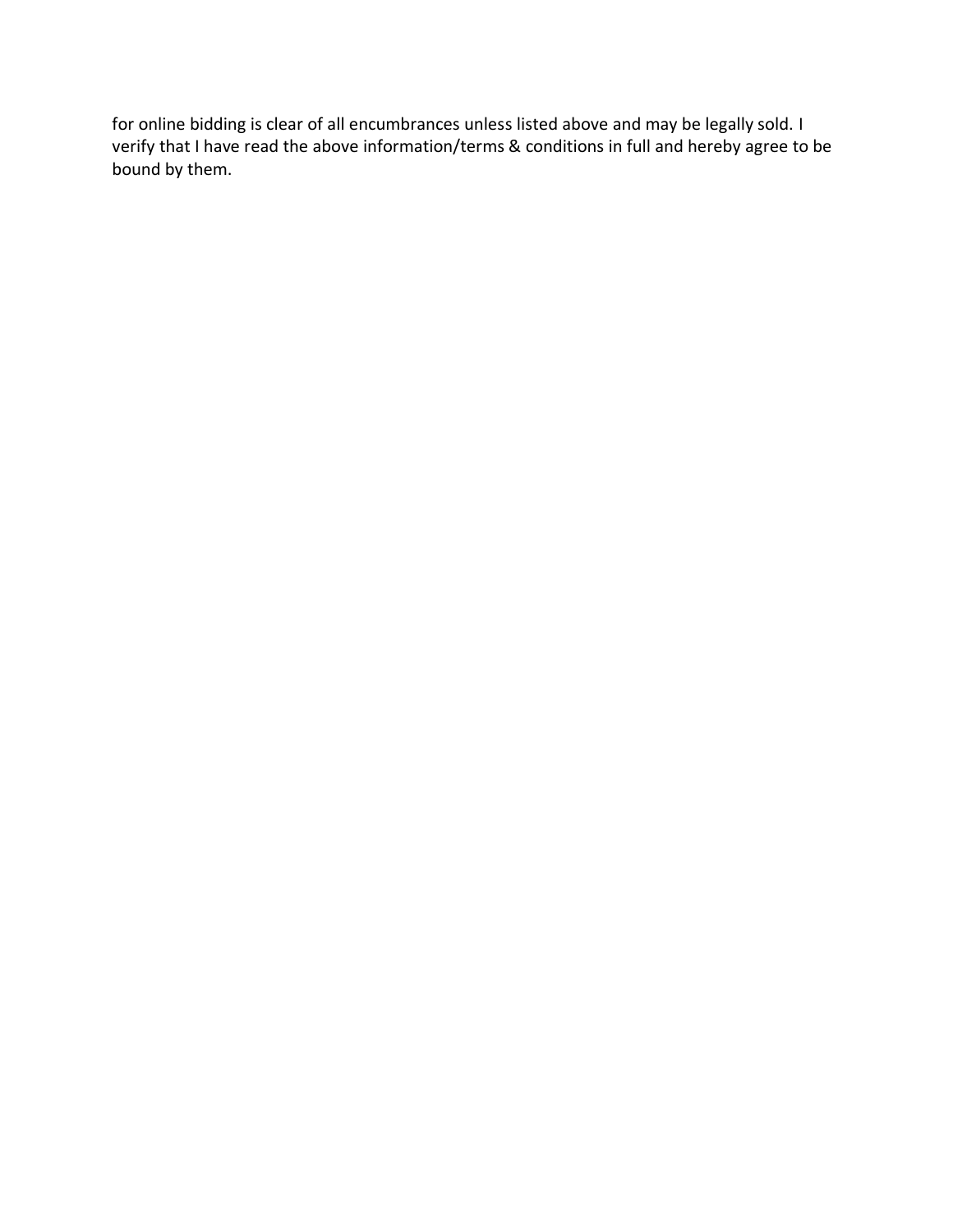for online bidding is clear of all encumbrances unless listed above and may be legally sold. I verify that I have read the above information/terms & conditions in full and hereby agree to be bound by them.